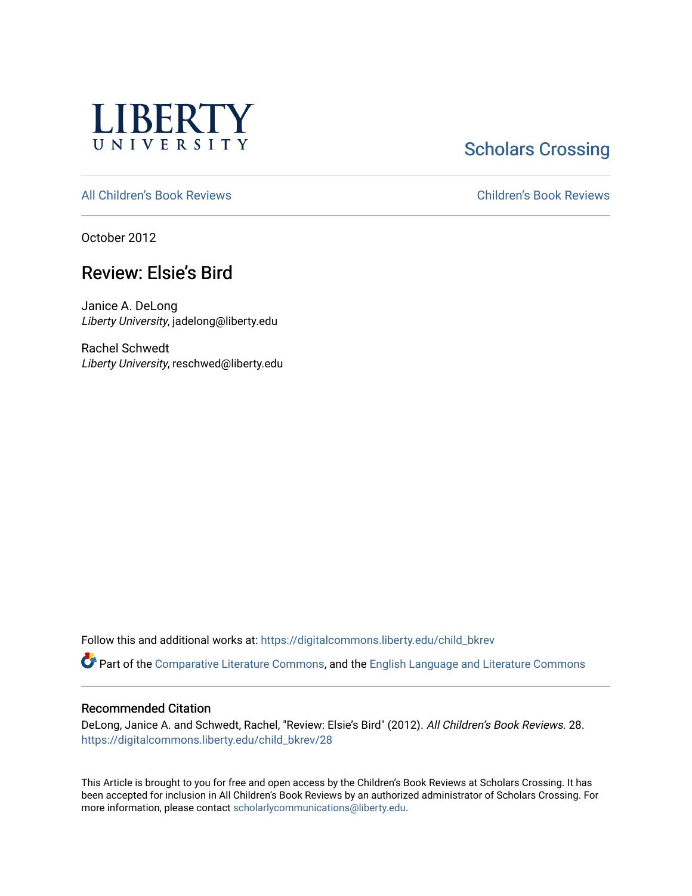LIBERTY UNIVERSITY

Scholars Crossing

All Children's Book Reviews

Children's Book Reviews

October 2012

# Review: Elsie's Bird

Janice A. DeLong
*Liberty University*, jadelong@liberty.edu

Rachel Schwedt
*Liberty University*, reschwed@liberty.edu

Follow this and additional works at: https://digitalcommons.liberty.edu/child_bkrev

Part of the Comparative Literature Commons, and the English Language and Literature Commons

## Recommended Citation

DeLong, Janice A. and Schwedt, Rachel, "Review: Elsie's Bird" (2012). *All Children's Book Reviews*. 28.
https://digitalcommons.liberty.edu/child_bkrev/28

This Article is brought to you for free and open access by the Children's Book Reviews at Scholars Crossing. It has been accepted for inclusion in All Children's Book Reviews by an authorized administrator of Scholars Crossing. For more information, please contact scholarlycommunications@liberty.edu.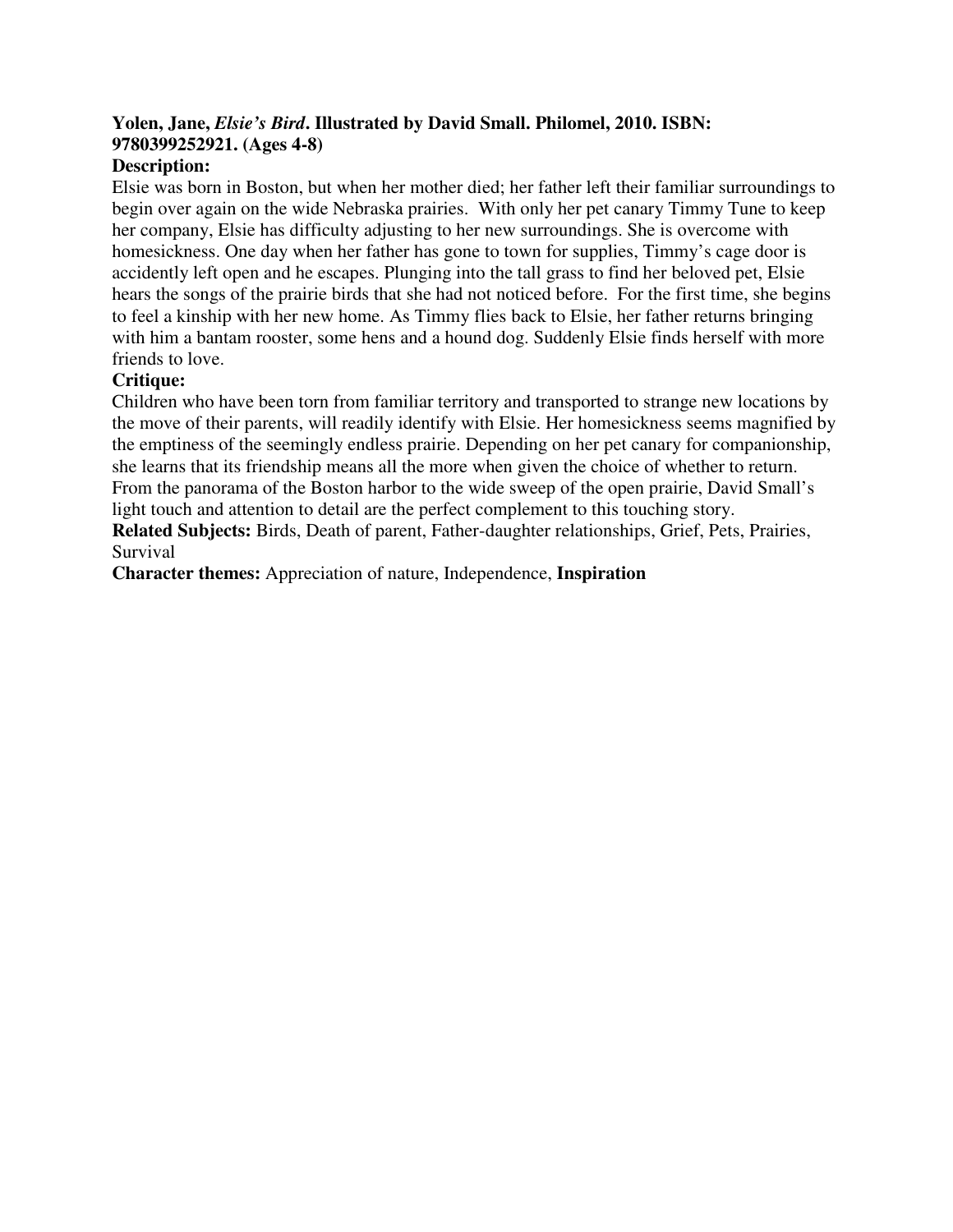**Yolen, Jane, *Elsie's Bird*. Illustrated by David Small. Philomel, 2010. ISBN: 9780399252921. (Ages 4-8)**

**Description:**

Elsie was born in Boston, but when her mother died; her father left their familiar surroundings to begin over again on the wide Nebraska prairies. With only her pet canary Timmy Tune to keep her company, Elsie has difficulty adjusting to her new surroundings. She is overcome with homesickness. One day when her father has gone to town for supplies, Timmy's cage door is accidently left open and he escapes. Plunging into the tall grass to find her beloved pet, Elsie hears the songs of the prairie birds that she had not noticed before. For the first time, she begins to feel a kinship with her new home. As Timmy flies back to Elsie, her father returns bringing with him a bantam rooster, some hens and a hound dog. Suddenly Elsie finds herself with more friends to love.

**Critique:**

Children who have been torn from familiar territory and transported to strange new locations by the move of their parents, will readily identify with Elsie. Her homesickness seems magnified by the emptiness of the seemingly endless prairie. Depending on her pet canary for companionship, she learns that its friendship means all the more when given the choice of whether to return. From the panorama of the Boston harbor to the wide sweep of the open prairie, David Small's light touch and attention to detail are the perfect complement to this touching story.

**Related Subjects:** Birds, Death of parent, Father-daughter relationships, Grief, Pets, Prairies, Survival

**Character themes:** Appreciation of nature, Independence, **Inspiration**